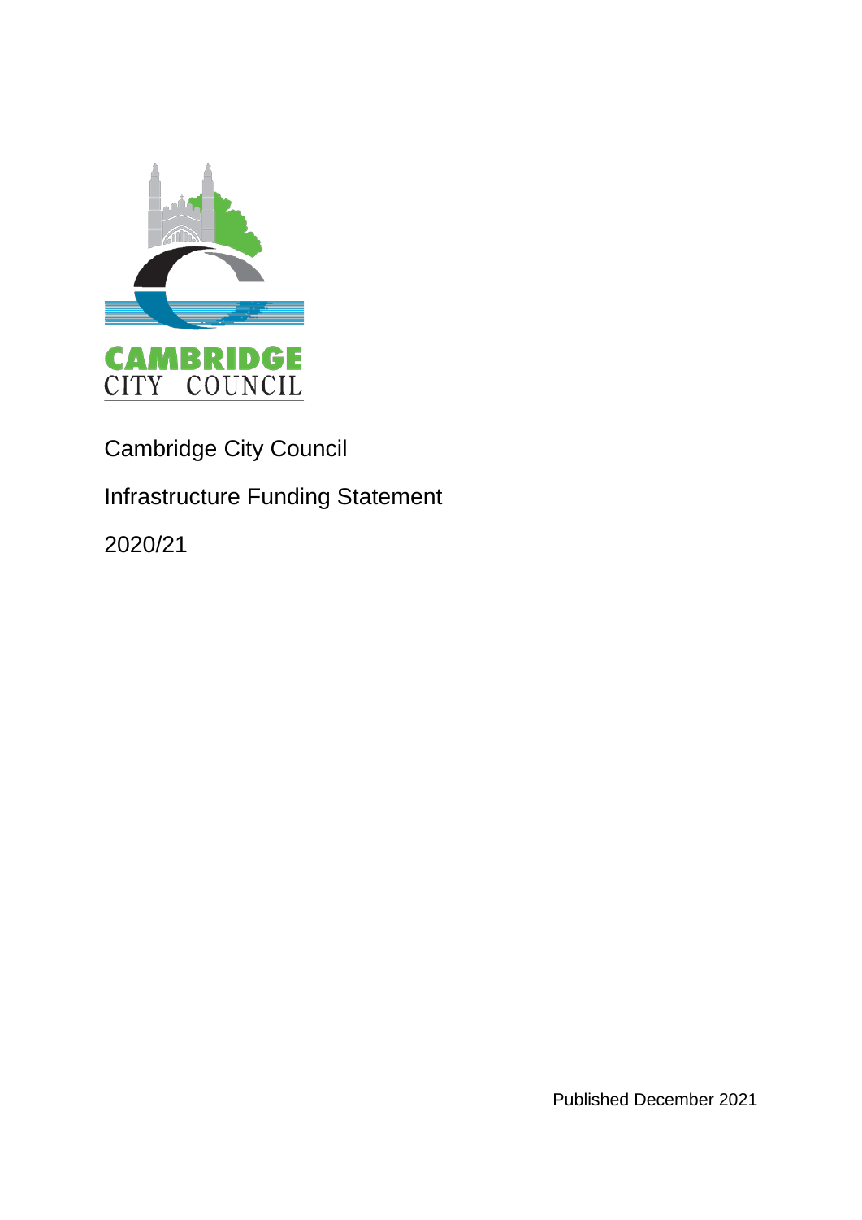Cambridge City Council

Infrastructure Funding Statement

2020/21

Published December 2021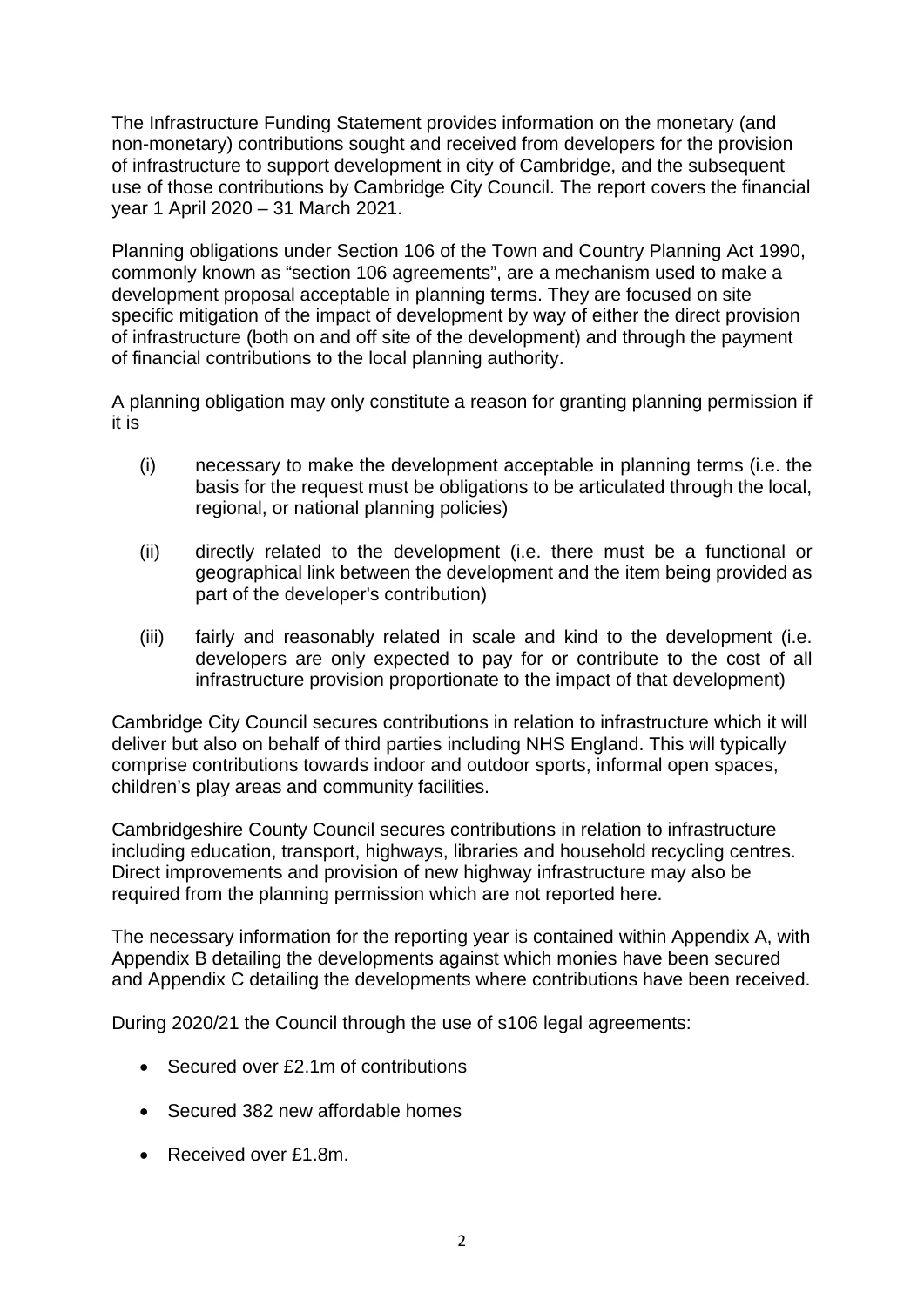The Infrastructure Funding Statement provides information on the monetary (and non-monetary) contributions sought and received from developers for the provision of infrastructure to support development in city of Cambridge, and the subsequent use of those contributions by Cambridge City Council. The report covers the financial year 1 April 2020 – 31 March 2021.

Planning obligations under Section 106 of the Town and Country Planning Act 1990, commonly known as "section 106 agreements", are a mechanism used to make a development proposal acceptable in planning terms. They are focused on site specific mitigation of the impact of development by way of either the direct provision of infrastructure (both on and off site of the development) and through the payment of financial contributions to the local planning authority.

A planning obligation may only constitute a reason for granting planning permission if it is

(i) necessary to make the development acceptable in planning terms (i.e. the basis for the request must be obligations to be articulated through the local, regional, or national planning policies)

(ii) directly related to the development (i.e. there must be a functional or geographical link between the development and the item being provided as part of the developer's contribution)

(iii) fairly and reasonably related in scale and kind to the development (i.e. developers are only expected to pay for or contribute to the cost of all infrastructure provision proportionate to the impact of that development)

Cambridge City Council secures contributions in relation to infrastructure which it will deliver but also on behalf of third parties including NHS England. This will typically comprise contributions towards indoor and outdoor sports, informal open spaces, children's play areas and community facilities.

Cambridgeshire County Council secures contributions in relation to infrastructure including education, transport, highways, libraries and household recycling centres. Direct improvements and provision of new highway infrastructure may also be required from the planning permission which are not reported here.

The necessary information for the reporting year is contained within Appendix A, with Appendix B detailing the developments against which monies have been secured and Appendix C detailing the developments where contributions have been received.

During 2020/21 the Council through the use of s106 legal agreements:

- Secured over £2.1m of contributions
- Secured 382 new affordable homes
- Received over £1.8m.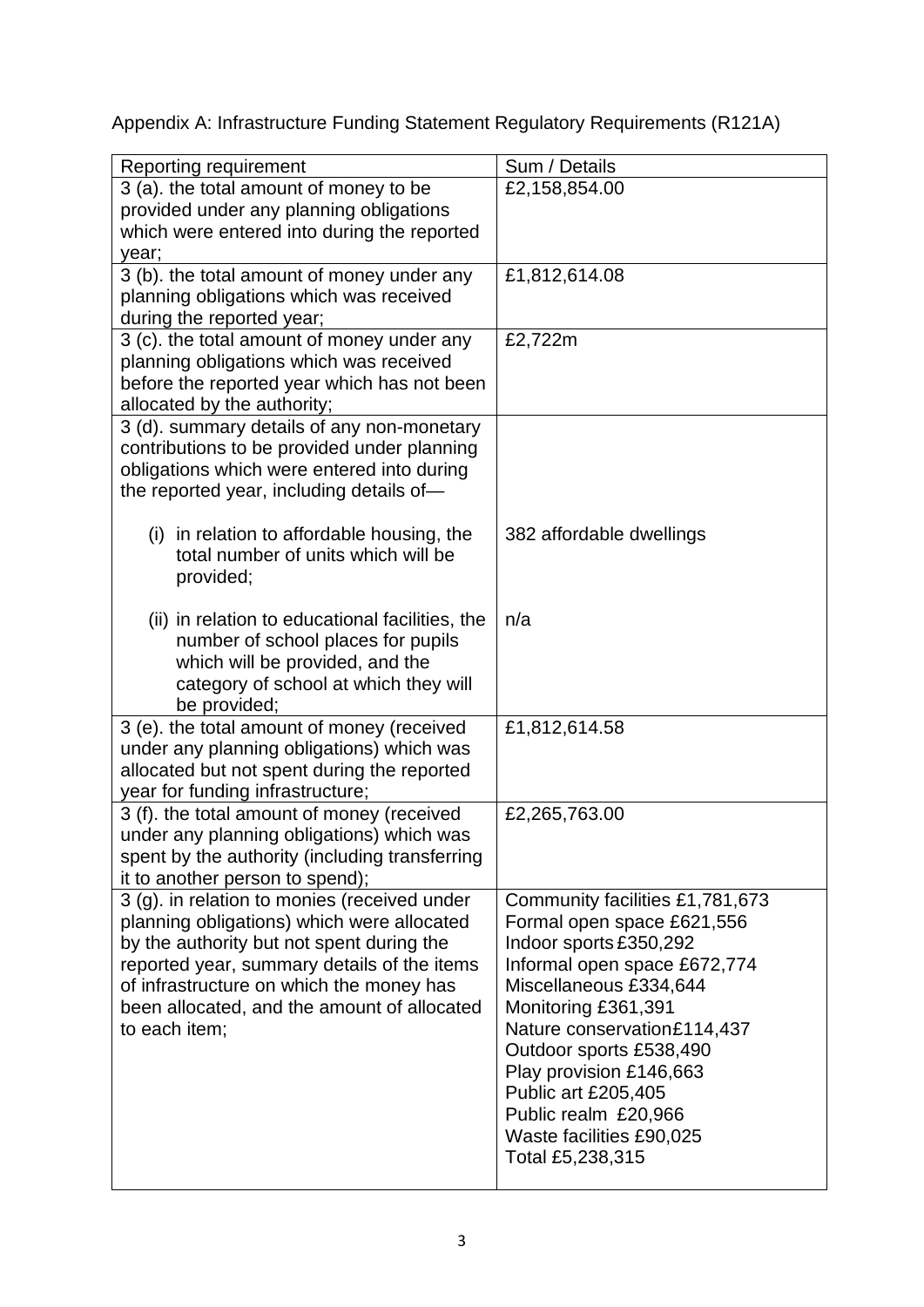Appendix A: Infrastructure Funding Statement Regulatory Requirements (R121A)

| Reporting requirement | Sum / Details |
|---|---|
| 3 (a). the total amount of money to be provided under any planning obligations which were entered into during the reported year; | £2,158,854.00 |
| 3 (b). the total amount of money under any planning obligations which was received during the reported year; | £1,812,614.08 |
| 3 (c). the total amount of money under any planning obligations which was received before the reported year which has not been allocated by the authority; | £2,722m |
| 3 (d). summary details of any non-monetary contributions to be provided under planning obligations which were entered into during the reported year, including details of— | |
| (i) in relation to affordable housing, the total number of units which will be provided; | 382 affordable dwellings |
| (ii) in relation to educational facilities, the number of school places for pupils which will be provided, and the category of school at which they will be provided; | n/a |
| 3 (e). the total amount of money (received under any planning obligations) which was allocated but not spent during the reported year for funding infrastructure; | £1,812,614.58 |
| 3 (f). the total amount of money (received under any planning obligations) which was spent by the authority (including transferring it to another person to spend); | £2,265,763.00 |
| 3 (g). in relation to monies (received under planning obligations) which were allocated by the authority but not spent during the reported year, summary details of the items of infrastructure on which the money has been allocated, and the amount of allocated to each item; | Community facilities £1,781,673<br>Formal open space £621,556<br>Indoor sports £350,292<br>Informal open space £672,774<br>Miscellaneous £334,644<br>Monitoring £361,391<br>Nature conservation£114,437<br>Outdoor sports £538,490<br>Play provision £146,663<br>Public art £205,405<br>Public realm £20,966<br>Waste facilities £90,025<br>Total £5,238,315 |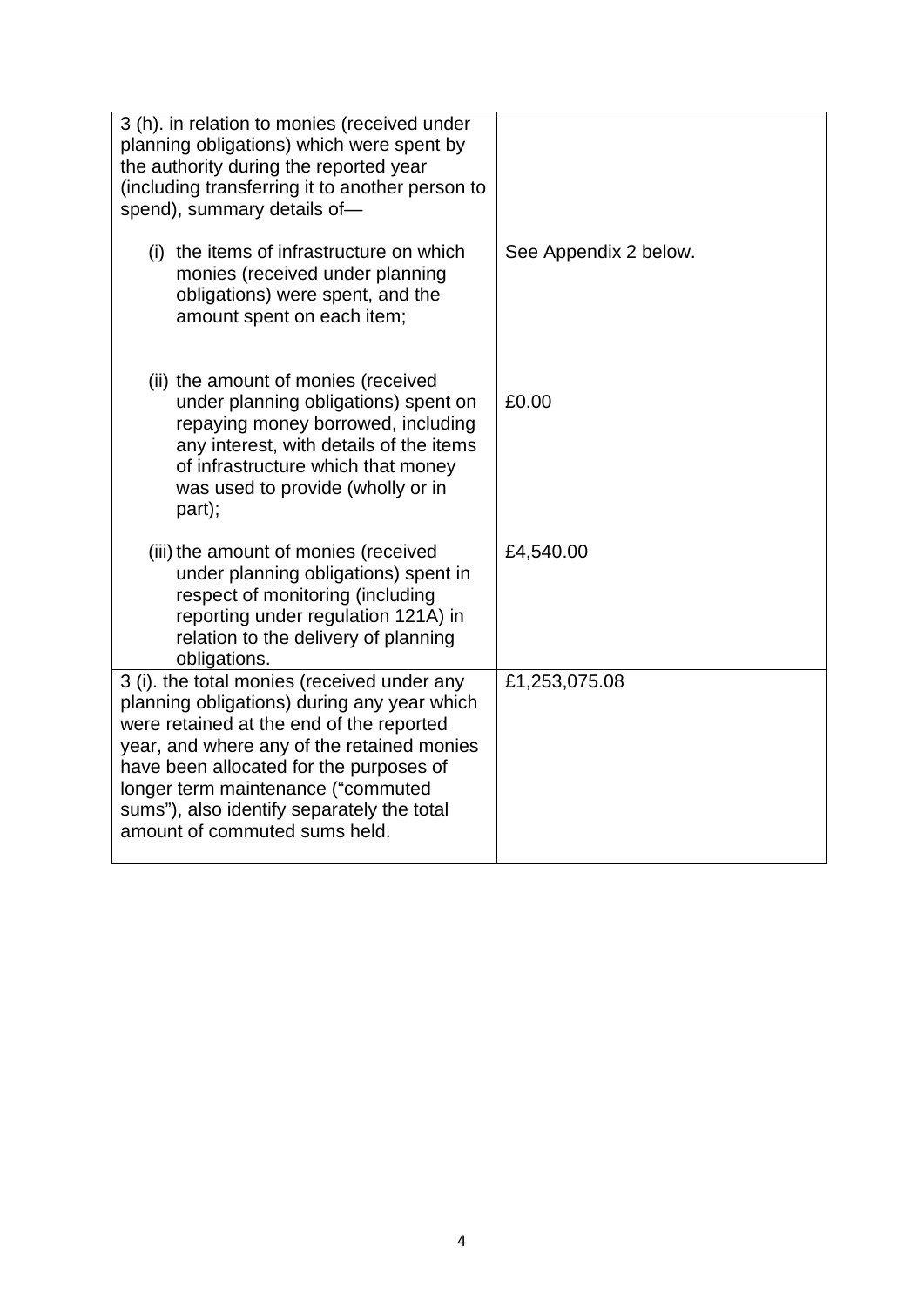| | |
|---|---|
| 3 (h). in relation to monies (received under planning obligations) which were spent by the authority during the reported year (including transferring it to another person to spend), summary details of— | |
| (i) the items of infrastructure on which monies (received under planning obligations) were spent, and the amount spent on each item; | See Appendix 2 below. |
| (ii) the amount of monies (received under planning obligations) spent on repaying money borrowed, including any interest, with details of the items of infrastructure which that money was used to provide (wholly or in part); | £0.00 |
| (iii) the amount of monies (received under planning obligations) spent in respect of monitoring (including reporting under regulation 121A) in relation to the delivery of planning obligations. | £4,540.00 |
| 3 (i). the total monies (received under any planning obligations) during any year which were retained at the end of the reported year, and where any of the retained monies have been allocated for the purposes of longer term maintenance ("commuted sums"), also identify separately the total amount of commuted sums held. | £1,253,075.08 |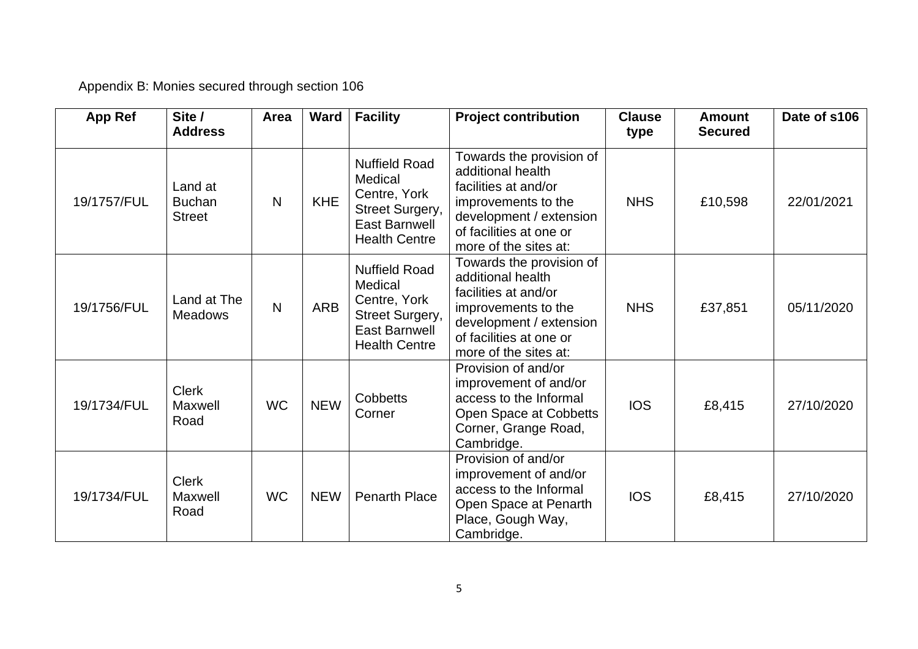Appendix B: Monies secured through section 106

| App Ref | Site / Address | Area | Ward | Facility | Project contribution | Clause type | Amount Secured | Date of s106 |
|---|---|---|---|---|---|---|---|---|
| 19/1757/FUL | Land at Buchan Street | N | KHE | Nuffield Road Medical Centre, York Street Surgery, East Barnwell Health Centre | Towards the provision of additional health facilities at and/or improvements to the development / extension of facilities at one or more of the sites at: | NHS | £10,598 | 22/01/2021 |
| 19/1756/FUL | Land at The Meadows | N | ARB | Nuffield Road Medical Centre, York Street Surgery, East Barnwell Health Centre | Towards the provision of additional health facilities at and/or improvements to the development / extension of facilities at one or more of the sites at: | NHS | £37,851 | 05/11/2020 |
| 19/1734/FUL | Clerk Maxwell Road | WC | NEW | Cobbetts Corner | Provision of and/or improvement of and/or access to the Informal Open Space at Cobbetts Corner, Grange Road, Cambridge. | IOS | £8,415 | 27/10/2020 |
| 19/1734/FUL | Clerk Maxwell Road | WC | NEW | Penarth Place | Provision of and/or improvement of and/or access to the Informal Open Space at Penarth Place, Gough Way, Cambridge. | IOS | £8,415 | 27/10/2020 |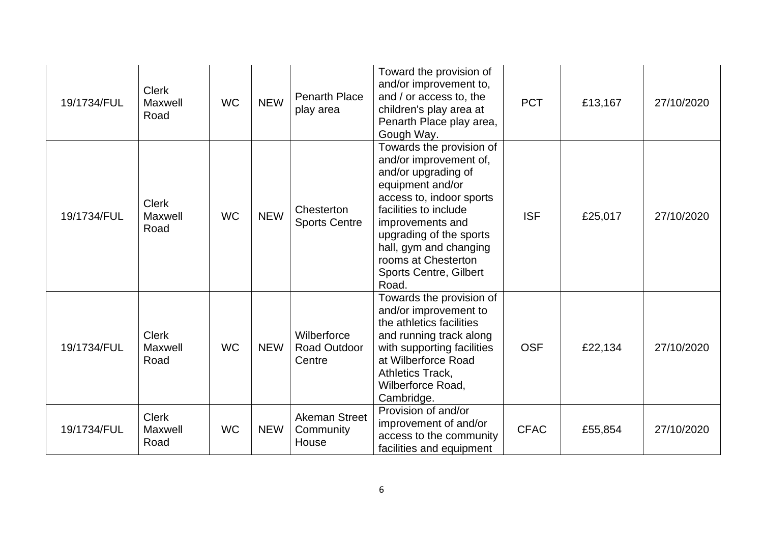| 19/1734/FUL | Clerk Maxwell Road | WC | NEW | Penarth Place play area | Toward the provision of and/or improvement to, and / or access to, the children's play area at Penarth Place play area, Gough Way. | PCT | £13,167 | 27/10/2020 |
|---|---|---|---|---|---|---|---|---|
| 19/1734/FUL | Clerk Maxwell Road | WC | NEW | Chesterton Sports Centre | Towards the provision of and/or improvement of, and/or upgrading of equipment and/or access to, indoor sports facilities to include improvements and upgrading of the sports hall, gym and changing rooms at Chesterton Sports Centre, Gilbert Road. | ISF | £25,017 | 27/10/2020 |
| 19/1734/FUL | Clerk Maxwell Road | WC | NEW | Wilberforce Road Outdoor Centre | Towards the provision of and/or improvement to the athletics facilities and running track along with supporting facilities at Wilberforce Road Athletics Track, Wilberforce Road, Cambridge. | OSF | £22,134 | 27/10/2020 |
| 19/1734/FUL | Clerk Maxwell Road | WC | NEW | Akeman Street Community House | Provision of and/or improvement of and/or access to the community facilities and equipment | CFAC | £55,854 | 27/10/2020 |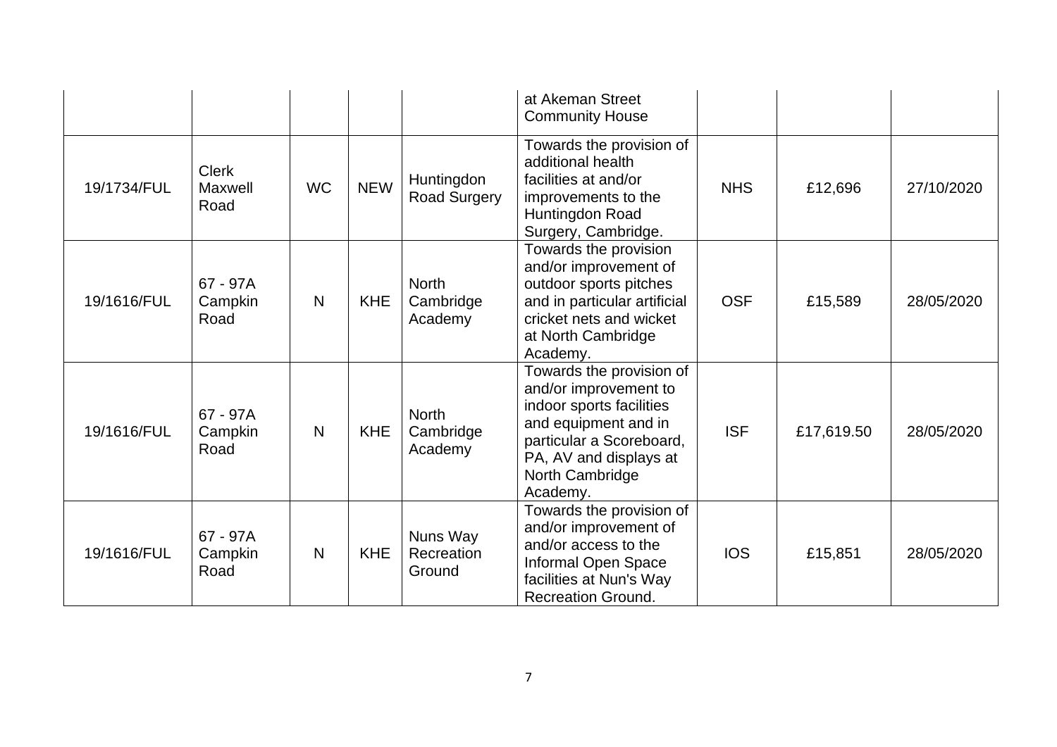| | | | | | at Akeman Street Community House | | | |
|---|---|---|---|---|---|---|---|---|
| 19/1734/FUL | Clerk Maxwell Road | WC | NEW | Huntingdon Road Surgery | Towards the provision of additional health facilities at and/or improvements to the Huntingdon Road Surgery, Cambridge. | NHS | £12,696 | 27/10/2020 |
| 19/1616/FUL | 67 - 97A Campkin Road | N | KHE | North Cambridge Academy | Towards the provision and/or improvement of outdoor sports pitches and in particular artificial cricket nets and wicket at North Cambridge Academy. | OSF | £15,589 | 28/05/2020 |
| 19/1616/FUL | 67 - 97A Campkin Road | N | KHE | North Cambridge Academy | Towards the provision of and/or improvement to indoor sports facilities and equipment and in particular a Scoreboard, PA, AV and displays at North Cambridge Academy. | ISF | £17,619.50 | 28/05/2020 |
| 19/1616/FUL | 67 - 97A Campkin Road | N | KHE | Nuns Way Recreation Ground | Towards the provision of and/or improvement of and/or access to the Informal Open Space facilities at Nun's Way Recreation Ground. | IOS | £15,851 | 28/05/2020 |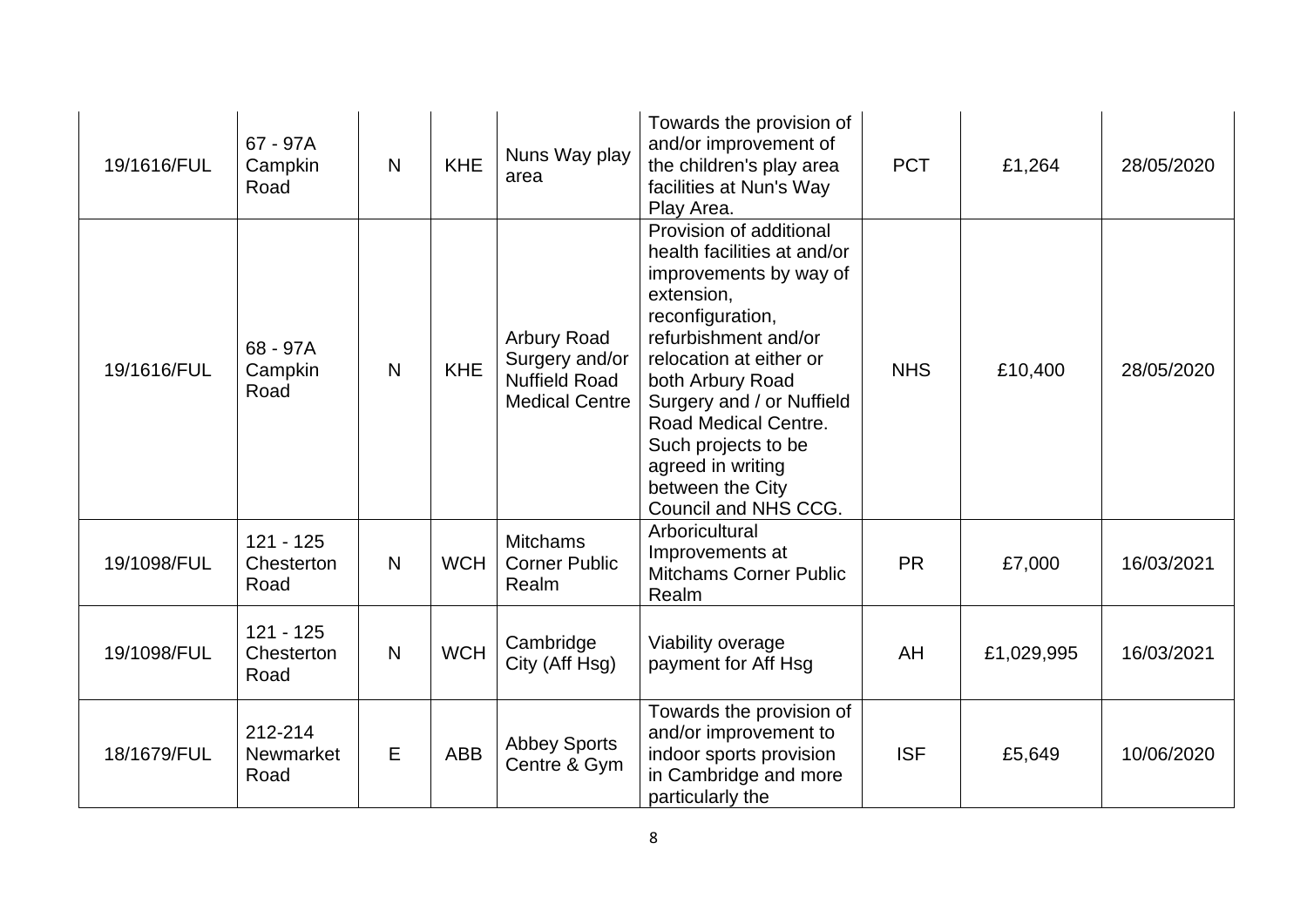| 19/1616/FUL | 67 - 97A Campkin Road | N | KHE | Nuns Way play area | Towards the provision of and/or improvement of the children's play area facilities at Nun's Way Play Area. | PCT | £1,264 | 28/05/2020 |
|---|---|---|---|---|---|---|---|---|
| 19/1616/FUL | 68 - 97A Campkin Road | N | KHE | Arbury Road Surgery and/or Nuffield Road Medical Centre | Provision of additional health facilities at and/or improvements by way of extension, reconfiguration, refurbishment and/or relocation at either or both Arbury Road Surgery and / or Nuffield Road Medical Centre. Such projects to be agreed in writing between the City Council and NHS CCG. | NHS | £10,400 | 28/05/2020 |
| 19/1098/FUL | 121 - 125 Chesterton Road | N | WCH | Mitchams Corner Public Realm | Arboricultural Improvements at Mitchams Corner Public Realm | PR | £7,000 | 16/03/2021 |
| 19/1098/FUL | 121 - 125 Chesterton Road | N | WCH | Cambridge City (Aff Hsg) | Viability overage payment for Aff Hsg | AH | £1,029,995 | 16/03/2021 |
| 18/1679/FUL | 212-214 Newmarket Road | E | ABB | Abbey Sports Centre & Gym | Towards the provision of and/or improvement to indoor sports provision in Cambridge and more particularly the | ISF | £5,649 | 10/06/2020 |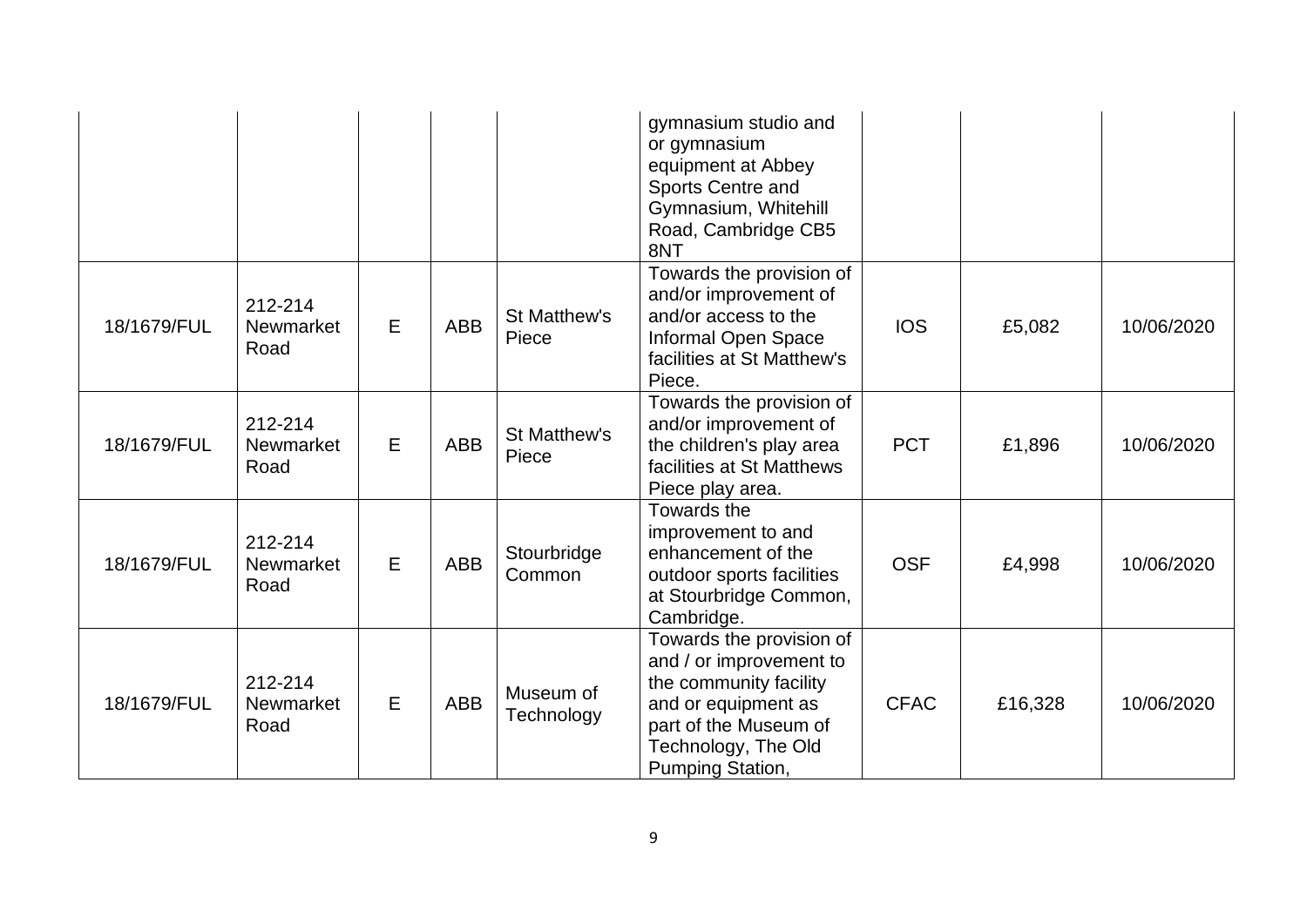| | | | | | | | | |
|---|---|---|---|---|---|---|---|---|
| | | | | | gymnasium studio and or gymnasium equipment at Abbey Sports Centre and Gymnasium, Whitehill Road, Cambridge CB5 8NT | | | |
| 18/1679/FUL | 212-214 Newmarket Road | E | ABB | St Matthew's Piece | Towards the provision of and/or improvement of and/or access to the Informal Open Space facilities at St Matthew's Piece. | IOS | £5,082 | 10/06/2020 |
| 18/1679/FUL | 212-214 Newmarket Road | E | ABB | St Matthew's Piece | Towards the provision of and/or improvement of the children's play area facilities at St Matthews Piece play area. | PCT | £1,896 | 10/06/2020 |
| 18/1679/FUL | 212-214 Newmarket Road | E | ABB | Stourbridge Common | Towards the improvement to and enhancement of the outdoor sports facilities at Stourbridge Common, Cambridge. | OSF | £4,998 | 10/06/2020 |
| 18/1679/FUL | 212-214 Newmarket Road | E | ABB | Museum of Technology | Towards the provision of and / or improvement to the community facility and or equipment as part of the Museum of Technology, The Old Pumping Station, | CFAC | £16,328 | 10/06/2020 |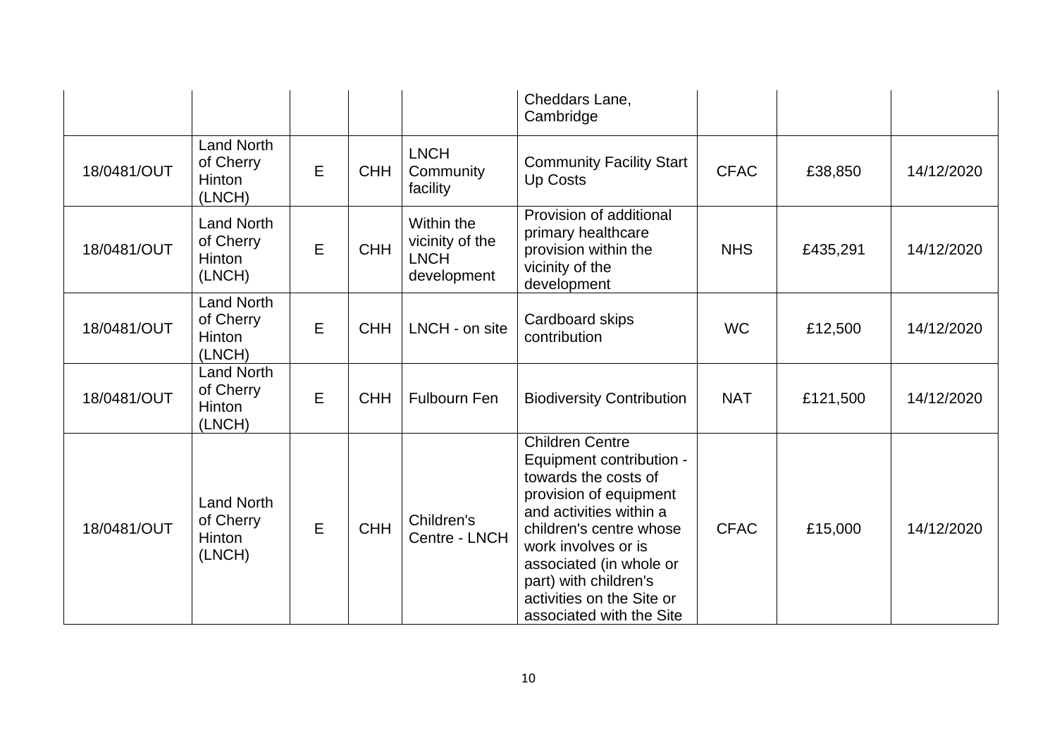| | | | | | Cheddars Lane, Cambridge | | | |
|---|---|---|---|---|---|---|---|---|
| 18/0481/OUT | Land North of Cherry Hinton (LNCH) | E | CHH | LNCH Community facility | Community Facility Start Up Costs | CFAC | £38,850 | 14/12/2020 |
| 18/0481/OUT | Land North of Cherry Hinton (LNCH) | E | CHH | Within the vicinity of the LNCH development | Provision of additional primary healthcare provision within the vicinity of the development | NHS | £435,291 | 14/12/2020 |
| 18/0481/OUT | Land North of Cherry Hinton (LNCH) | E | CHH | LNCH - on site | Cardboard skips contribution | WC | £12,500 | 14/12/2020 |
| 18/0481/OUT | Land North of Cherry Hinton (LNCH) | E | CHH | Fulbourn Fen | Biodiversity Contribution | NAT | £121,500 | 14/12/2020 |
| 18/0481/OUT | Land North of Cherry Hinton (LNCH) | E | CHH | Children's Centre - LNCH | Children Centre Equipment contribution - towards the costs of provision of equipment and activities within a children's centre whose work involves or is associated (in whole or part) with children's activities on the Site or associated with the Site | CFAC | £15,000 | 14/12/2020 |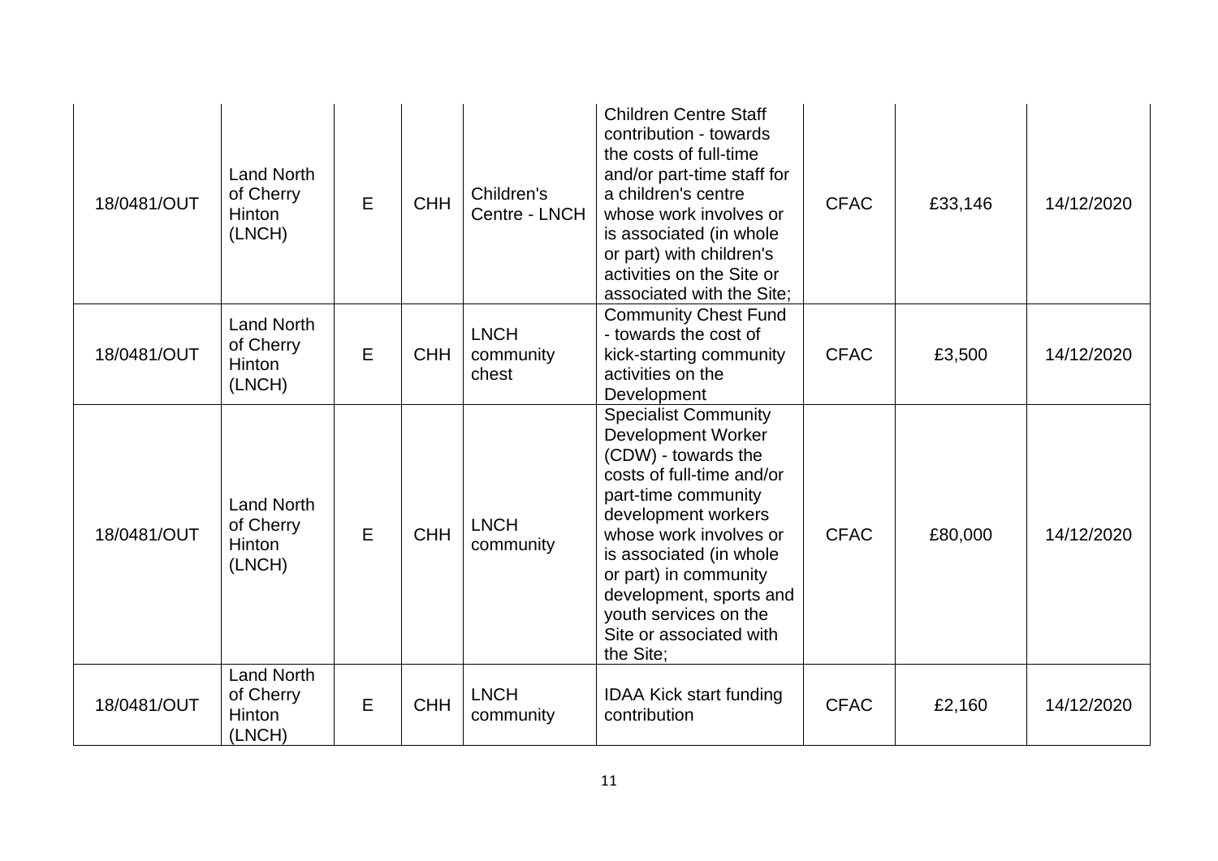| 18/0481/OUT | Land North of Cherry Hinton (LNCH) | E | CHH | Children's Centre - LNCH | Children Centre Staff contribution - towards the costs of full-time and/or part-time staff for a children's centre whose work involves or is associated (in whole or part) with children's activities on the Site or associated with the Site; | CFAC | £33,146 | 14/12/2020 |
|---|---|---|---|---|---|---|---|---|
| 18/0481/OUT | Land North of Cherry Hinton (LNCH) | E | CHH | LNCH community chest | Community Chest Fund - towards the cost of kick-starting community activities on the Development | CFAC | £3,500 | 14/12/2020 |
| 18/0481/OUT | Land North of Cherry Hinton (LNCH) | E | CHH | LNCH community | Specialist Community Development Worker (CDW) - towards the costs of full-time and/or part-time community development workers whose work involves or is associated (in whole or part) in community development, sports and youth services on the Site or associated with the Site; | CFAC | £80,000 | 14/12/2020 |
| 18/0481/OUT | Land North of Cherry Hinton (LNCH) | E | CHH | LNCH community | IDAA Kick start funding contribution | CFAC | £2,160 | 14/12/2020 |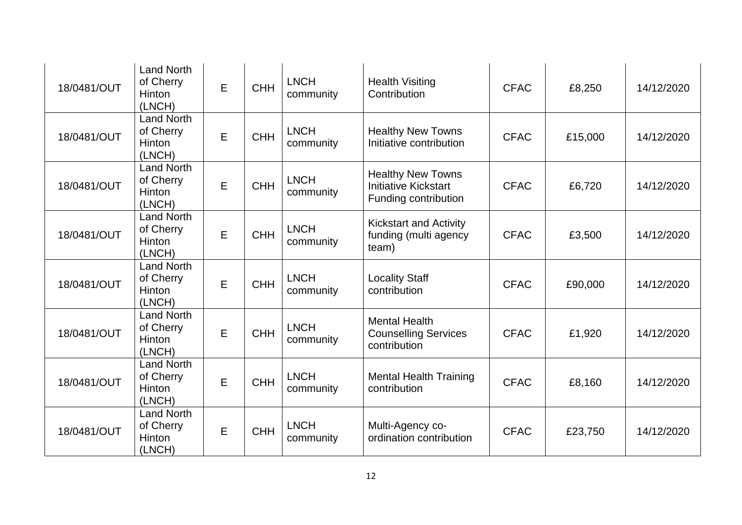| 18/0481/OUT | Land North of Cherry Hinton (LNCH) | E | CHH | LNCH community | Health Visiting Contribution | CFAC | £8,250 | 14/12/2020 |
|---|---|---|---|---|---|---|---|---|
| 18/0481/OUT | Land North of Cherry Hinton (LNCH) | E | CHH | LNCH community | Healthy New Towns Initiative contribution | CFAC | £15,000 | 14/12/2020 |
| 18/0481/OUT | Land North of Cherry Hinton (LNCH) | E | CHH | LNCH community | Healthy New Towns Initiative Kickstart Funding contribution | CFAC | £6,720 | 14/12/2020 |
| 18/0481/OUT | Land North of Cherry Hinton (LNCH) | E | CHH | LNCH community | Kickstart and Activity funding (multi agency team) | CFAC | £3,500 | 14/12/2020 |
| 18/0481/OUT | Land North of Cherry Hinton (LNCH) | E | CHH | LNCH community | Locality Staff contribution | CFAC | £90,000 | 14/12/2020 |
| 18/0481/OUT | Land North of Cherry Hinton (LNCH) | E | CHH | LNCH community | Mental Health Counselling Services contribution | CFAC | £1,920 | 14/12/2020 |
| 18/0481/OUT | Land North of Cherry Hinton (LNCH) | E | CHH | LNCH community | Mental Health Training contribution | CFAC | £8,160 | 14/12/2020 |
| 18/0481/OUT | Land North of Cherry Hinton (LNCH) | E | CHH | LNCH community | Multi-Agency co-ordination contribution | CFAC | £23,750 | 14/12/2020 |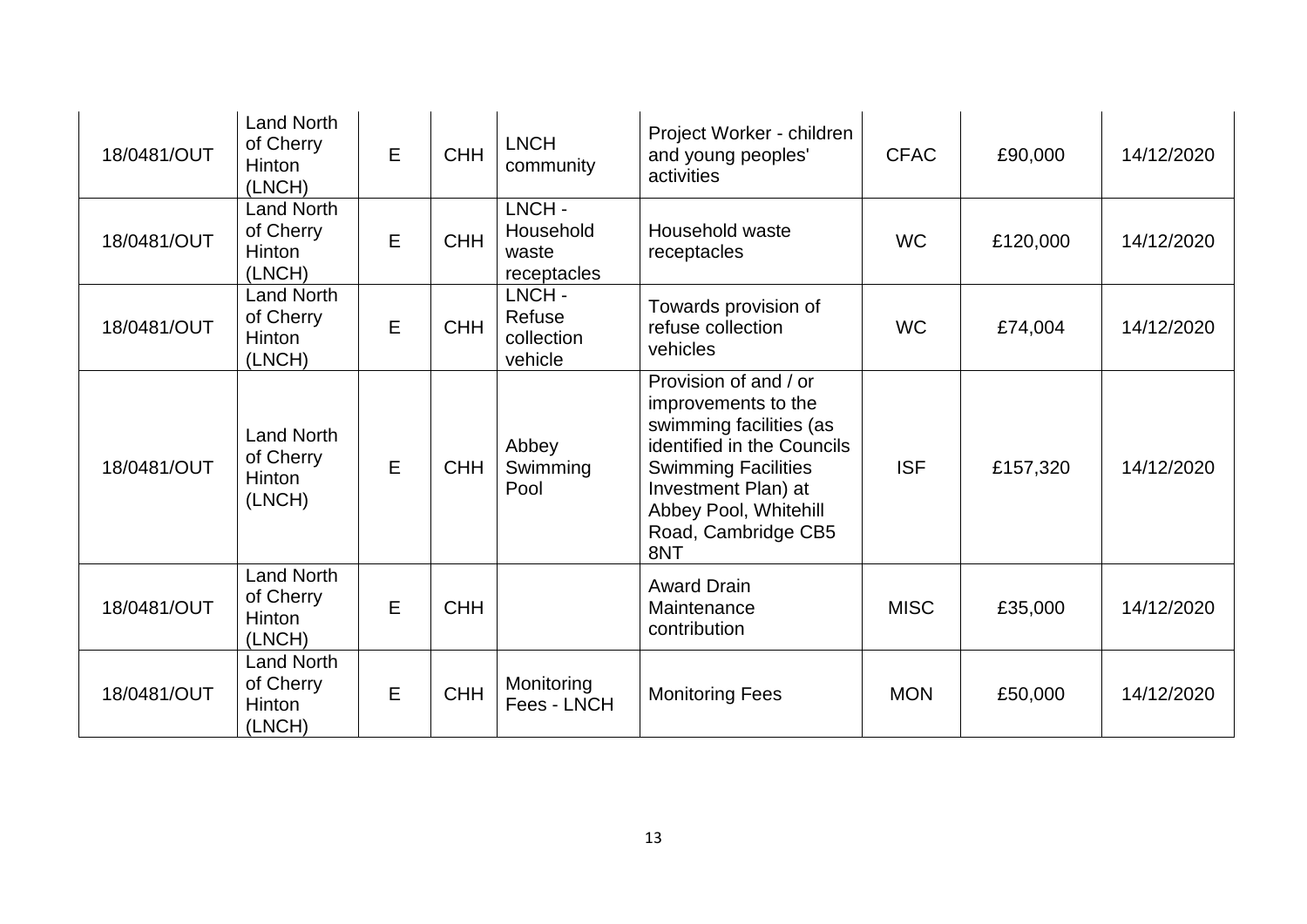| 18/0481/OUT | Land North of Cherry Hinton (LNCH) | E | CHH | LNCH community | Project Worker - children and young peoples' activities | CFAC | £90,000 | 14/12/2020 |
|---|---|---|---|---|---|---|---|---|
| 18/0481/OUT | Land North of Cherry Hinton (LNCH) | E | CHH | LNCH - Household waste receptacles | Household waste receptacles | WC | £120,000 | 14/12/2020 |
| 18/0481/OUT | Land North of Cherry Hinton (LNCH) | E | CHH | LNCH - Refuse collection vehicle | Towards provision of refuse collection vehicles | WC | £74,004 | 14/12/2020 |
| 18/0481/OUT | Land North of Cherry Hinton (LNCH) | E | CHH | Abbey Swimming Pool | Provision of and / or improvements to the swimming facilities (as identified in the Councils Swimming Facilities Investment Plan) at Abbey Pool, Whitehill Road, Cambridge CB5 8NT | ISF | £157,320 | 14/12/2020 |
| 18/0481/OUT | Land North of Cherry Hinton (LNCH) | E | CHH | | Award Drain Maintenance contribution | MISC | £35,000 | 14/12/2020 |
| 18/0481/OUT | Land North of Cherry Hinton (LNCH) | E | CHH | Monitoring Fees - LNCH | Monitoring Fees | MON | £50,000 | 14/12/2020 |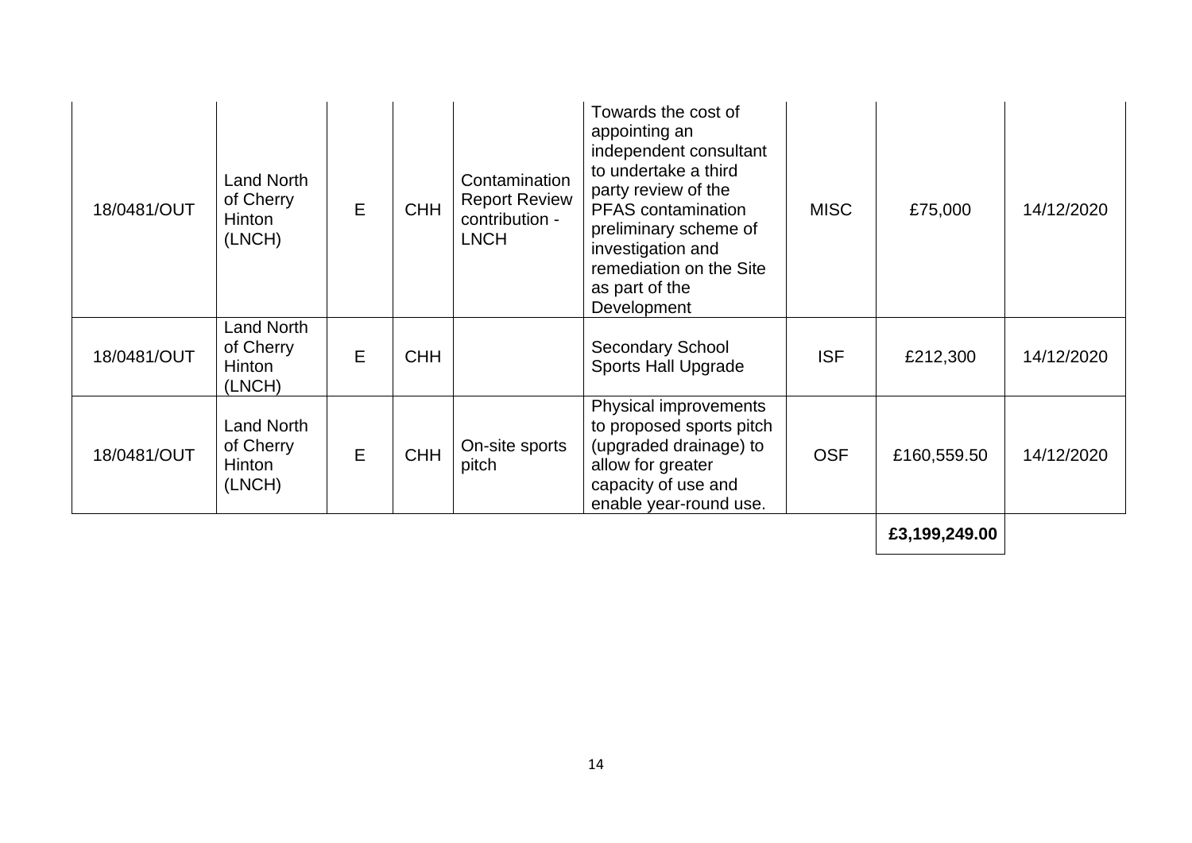| | | | | | | | | |
|---|---|---|---|---|---|---|---|---|
| 18/0481/OUT | Land North of Cherry Hinton (LNCH) | E | CHH | Contamination Report Review contribution - LNCH | Towards the cost of appointing an independent consultant to undertake a third party review of the PFAS contamination preliminary scheme of investigation and remediation on the Site as part of the Development | MISC | £75,000 | 14/12/2020 |
| 18/0481/OUT | Land North of Cherry Hinton (LNCH) | E | CHH | | Secondary School Sports Hall Upgrade | ISF | £212,300 | 14/12/2020 |
| 18/0481/OUT | Land North of Cherry Hinton (LNCH) | E | CHH | On-site sports pitch | Physical improvements to proposed sports pitch (upgraded drainage) to allow for greater capacity of use and enable year-round use. | OSF | £160,559.50 | 14/12/2020 |
| | | | | | | | **£3,199,249.00** | |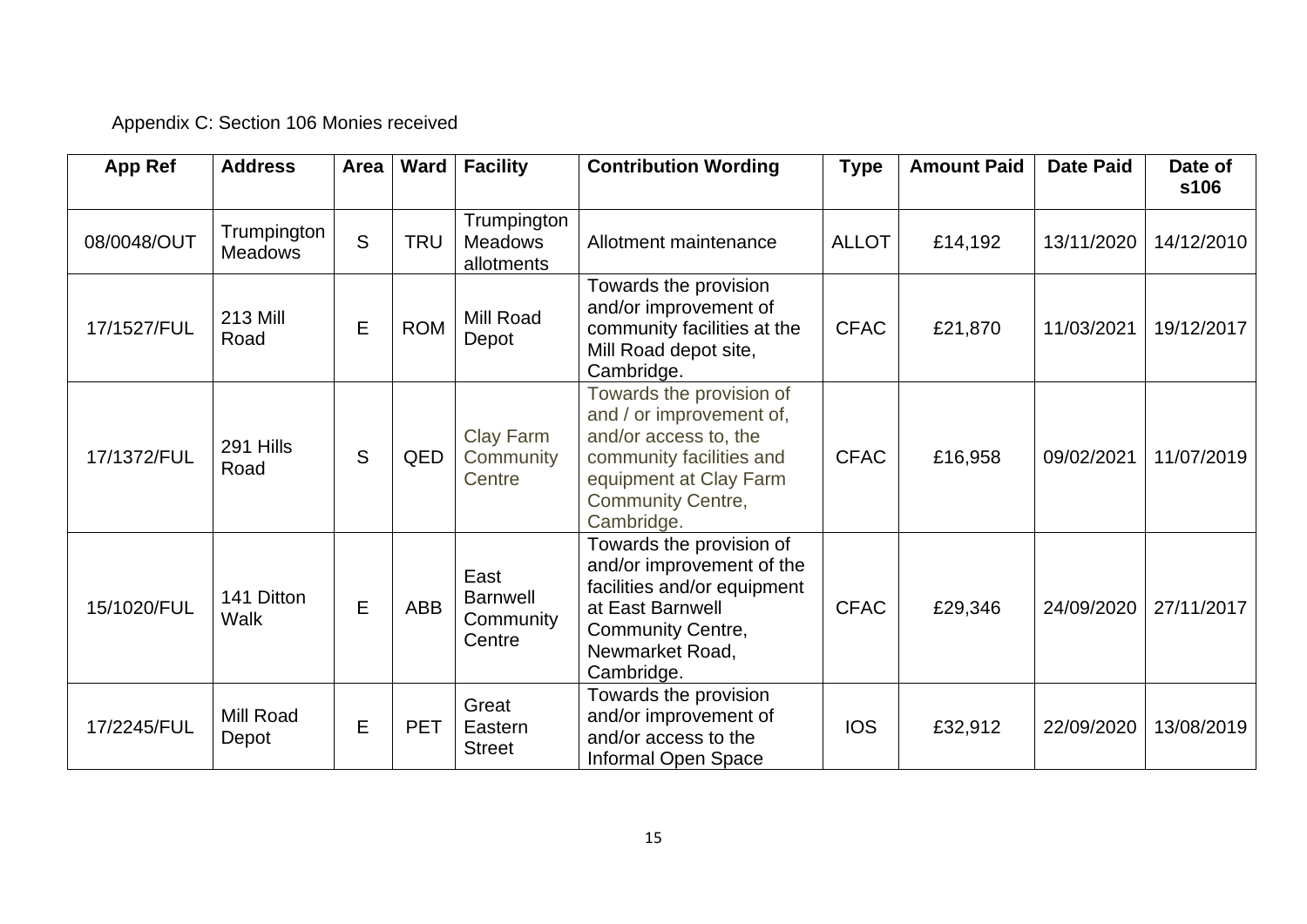Appendix C: Section 106 Monies received

| App Ref | Address | Area | Ward | Facility | Contribution Wording | Type | Amount Paid | Date Paid | Date of s106 |
|---|---|---|---|---|---|---|---|---|---|
| 08/0048/OUT | Trumpington Meadows | S | TRU | Trumpington Meadows allotments | Allotment maintenance | ALLOT | £14,192 | 13/11/2020 | 14/12/2010 |
| 17/1527/FUL | 213 Mill Road | E | ROM | Mill Road Depot | Towards the provision and/or improvement of community facilities at the Mill Road depot site, Cambridge. | CFAC | £21,870 | 11/03/2021 | 19/12/2017 |
| 17/1372/FUL | 291 Hills Road | S | QED | Clay Farm Community Centre | Towards the provision of and / or improvement of, and/or access to, the community facilities and equipment at Clay Farm Community Centre, Cambridge. | CFAC | £16,958 | 09/02/2021 | 11/07/2019 |
| 15/1020/FUL | 141 Ditton Walk | E | ABB | East Barnwell Community Centre | Towards the provision of and/or improvement of the facilities and/or equipment at East Barnwell Community Centre, Newmarket Road, Cambridge. | CFAC | £29,346 | 24/09/2020 | 27/11/2017 |
| 17/2245/FUL | Mill Road Depot | E | PET | Great Eastern Street | Towards the provision and/or improvement of and/or access to the Informal Open Space | IOS | £32,912 | 22/09/2020 | 13/08/2019 |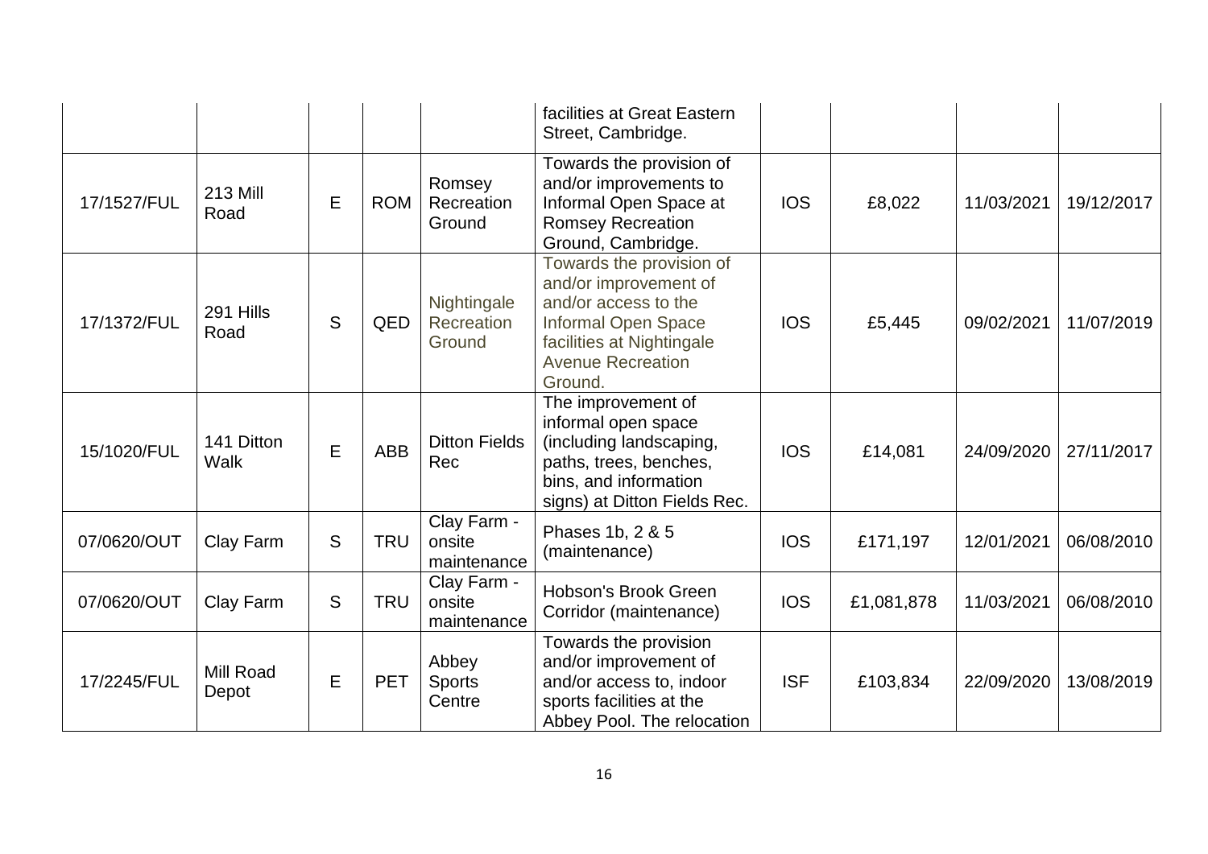| | | | | | facilities at Great Eastern Street, Cambridge. | | | | |
|---|---|---|---|---|---|---|---|---|---|
| 17/1527/FUL | 213 Mill Road | E | ROM | Romsey Recreation Ground | Towards the provision of and/or improvements to Informal Open Space at Romsey Recreation Ground, Cambridge. | IOS | £8,022 | 11/03/2021 | 19/12/2017 |
| 17/1372/FUL | 291 Hills Road | S | QED | Nightingale Recreation Ground | Towards the provision of and/or improvement of and/or access to the Informal Open Space facilities at Nightingale Avenue Recreation Ground. | IOS | £5,445 | 09/02/2021 | 11/07/2019 |
| 15/1020/FUL | 141 Ditton Walk | E | ABB | Ditton Fields Rec | The improvement of informal open space (including landscaping, paths, trees, benches, bins, and information signs) at Ditton Fields Rec. | IOS | £14,081 | 24/09/2020 | 27/11/2017 |
| 07/0620/OUT | Clay Farm | S | TRU | Clay Farm - onsite maintenance | Phases 1b, 2 & 5 (maintenance) | IOS | £171,197 | 12/01/2021 | 06/08/2010 |
| 07/0620/OUT | Clay Farm | S | TRU | Clay Farm - onsite maintenance | Hobson's Brook Green Corridor (maintenance) | IOS | £1,081,878 | 11/03/2021 | 06/08/2010 |
| 17/2245/FUL | Mill Road Depot | E | PET | Abbey Sports Centre | Towards the provision and/or improvement of and/or access to, indoor sports facilities at the Abbey Pool. The relocation | ISF | £103,834 | 22/09/2020 | 13/08/2019 |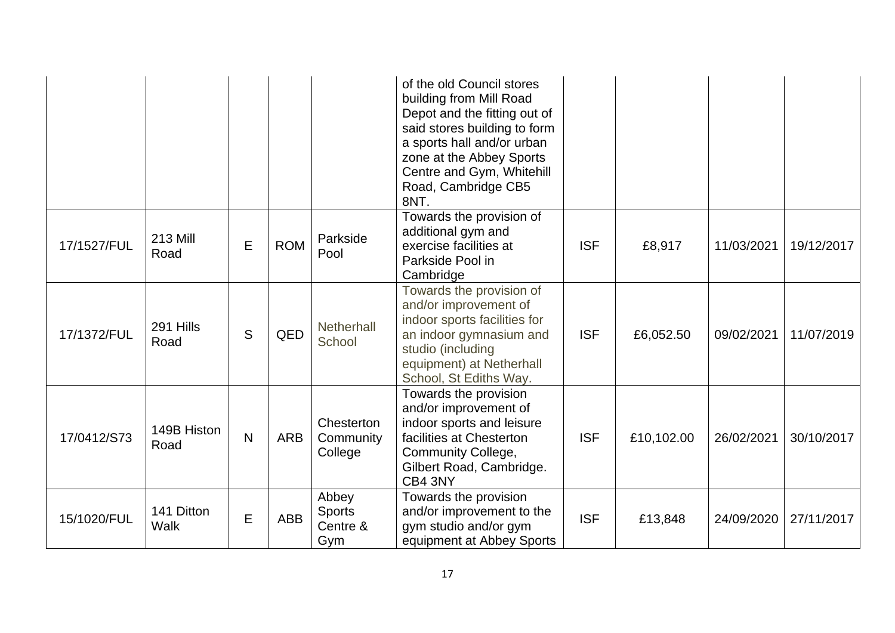| | | | | | of the old Council stores building from Mill Road Depot and the fitting out of said stores building to form a sports hall and/or urban zone at the Abbey Sports Centre and Gym, Whitehill Road, Cambridge CB5 8NT. | | | | |
|---|---|---|---|---|---|---|---|---|---|
| 17/1527/FUL | 213 Mill Road | E | ROM | Parkside Pool | Towards the provision of additional gym and exercise facilities at Parkside Pool in Cambridge | ISF | £8,917 | 11/03/2021 | 19/12/2017 |
| 17/1372/FUL | 291 Hills Road | S | QED | Netherhall School | Towards the provision of and/or improvement of indoor sports facilities for an indoor gymnasium and studio (including equipment) at Netherhall School, St Ediths Way. | ISF | £6,052.50 | 09/02/2021 | 11/07/2019 |
| 17/0412/S73 | 149B Histon Road | N | ARB | Chesterton Community College | Towards the provision and/or improvement of indoor sports and leisure facilities at Chesterton Community College, Gilbert Road, Cambridge. CB4 3NY | ISF | £10,102.00 | 26/02/2021 | 30/10/2017 |
| 15/1020/FUL | 141 Ditton Walk | E | ABB | Abbey Sports Centre & Gym | Towards the provision and/or improvement to the gym studio and/or gym equipment at Abbey Sports | ISF | £13,848 | 24/09/2020 | 27/11/2017 |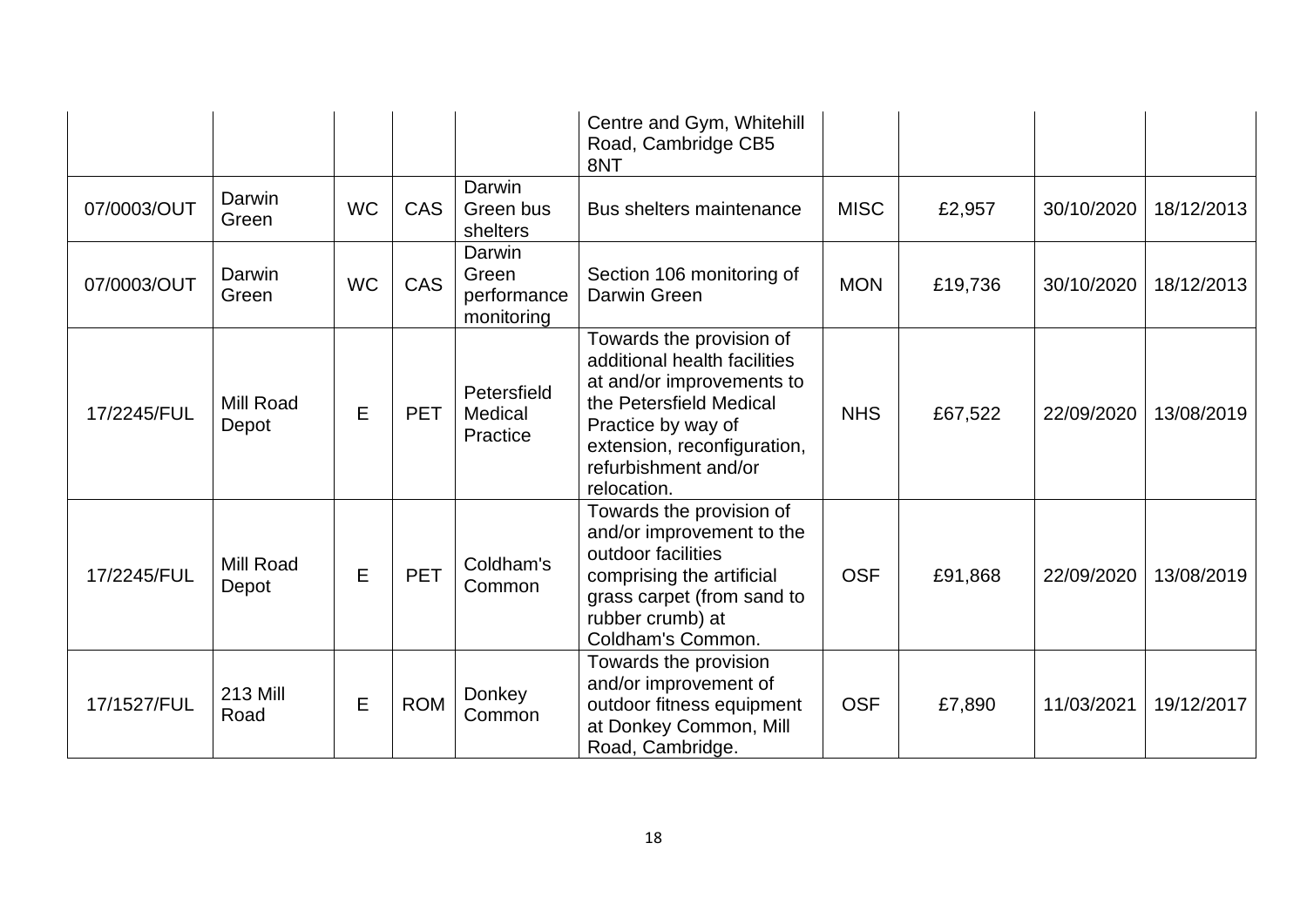| | | | | | Centre and Gym, Whitehill Road, Cambridge CB5 8NT | | | | |
|---|---|---|---|---|---|---|---|---|---|
| 07/0003/OUT | Darwin Green | WC | CAS | Darwin Green bus shelters | Bus shelters maintenance | MISC | £2,957 | 30/10/2020 | 18/12/2013 |
| 07/0003/OUT | Darwin Green | WC | CAS | Darwin Green performance monitoring | Section 106 monitoring of Darwin Green | MON | £19,736 | 30/10/2020 | 18/12/2013 |
| 17/2245/FUL | Mill Road Depot | E | PET | Petersfield Medical Practice | Towards the provision of additional health facilities at and/or improvements to the Petersfield Medical Practice by way of extension, reconfiguration, refurbishment and/or relocation. | NHS | £67,522 | 22/09/2020 | 13/08/2019 |
| 17/2245/FUL | Mill Road Depot | E | PET | Coldham's Common | Towards the provision of and/or improvement to the outdoor facilities comprising the artificial grass carpet (from sand to rubber crumb) at Coldham's Common. | OSF | £91,868 | 22/09/2020 | 13/08/2019 |
| 17/1527/FUL | 213 Mill Road | E | ROM | Donkey Common | Towards the provision and/or improvement of outdoor fitness equipment at Donkey Common, Mill Road, Cambridge. | OSF | £7,890 | 11/03/2021 | 19/12/2017 |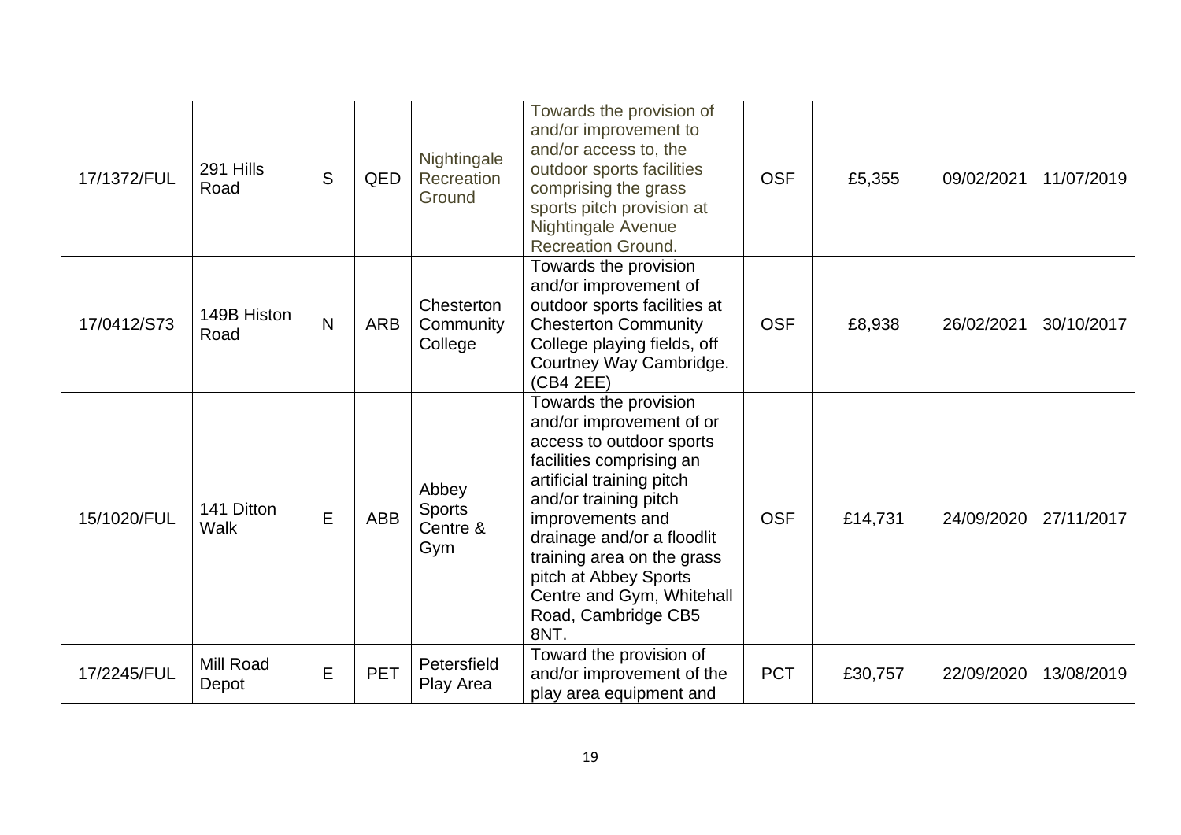| 17/1372/FUL | 291 Hills Road | S | QED | Nightingale Recreation Ground | Towards the provision of and/or improvement to and/or access to, the outdoor sports facilities comprising the grass sports pitch provision at Nightingale Avenue Recreation Ground. | OSF | £5,355 | 09/02/2021 | 11/07/2019 |
|---|---|---|---|---|---|---|---|---|---|
| 17/0412/S73 | 149B Histon Road | N | ARB | Chesterton Community College | Towards the provision and/or improvement of outdoor sports facilities at Chesterton Community College playing fields, off Courtney Way Cambridge. (CB4 2EE) | OSF | £8,938 | 26/02/2021 | 30/10/2017 |
| 15/1020/FUL | 141 Ditton Walk | E | ABB | Abbey Sports Centre & Gym | Towards the provision and/or improvement of or access to outdoor sports facilities comprising an artificial training pitch and/or training pitch improvements and drainage and/or a floodlit training area on the grass pitch at Abbey Sports Centre and Gym, Whitehall Road, Cambridge CB5 8NT. | OSF | £14,731 | 24/09/2020 | 27/11/2017 |
| 17/2245/FUL | Mill Road Depot | E | PET | Petersfield Play Area | Toward the provision of and/or improvement of the play area equipment and | PCT | £30,757 | 22/09/2020 | 13/08/2019 |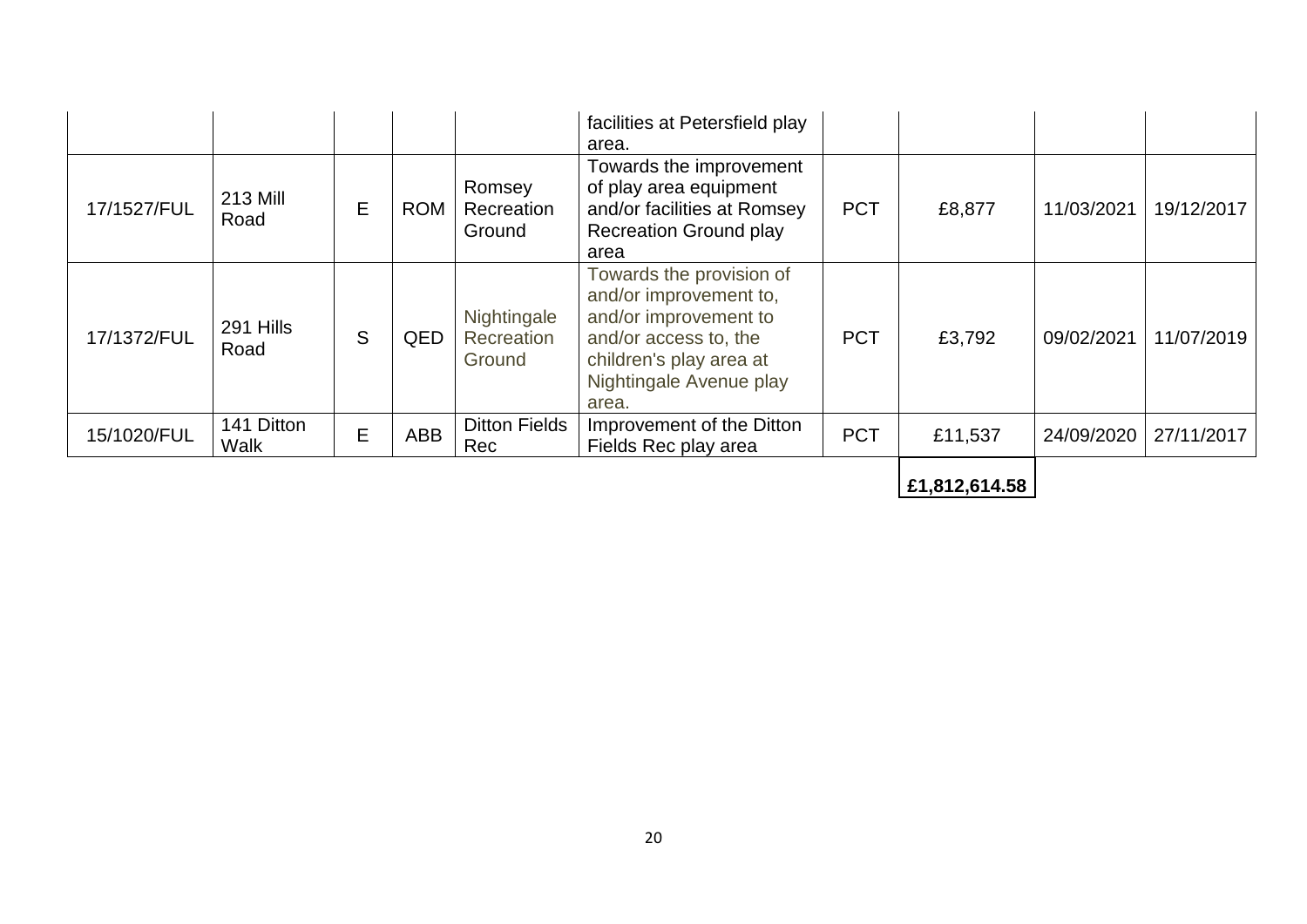| | | | | | | | | | |
|---|---|---|---|---|---|---|---|---|---|
| | | | | | facilities at Petersfield play area. | | | | |
| 17/1527/FUL | 213 Mill Road | E | ROM | Romsey Recreation Ground | Towards the improvement of play area equipment and/or facilities at Romsey Recreation Ground play area | PCT | £8,877 | 11/03/2021 | 19/12/2017 |
| 17/1372/FUL | 291 Hills Road | S | QED | Nightingale Recreation Ground | Towards the provision of and/or improvement to, and/or improvement to and/or access to, the children's play area at Nightingale Avenue play area. | PCT | £3,792 | 09/02/2021 | 11/07/2019 |
| 15/1020/FUL | 141 Ditton Walk | E | ABB | Ditton Fields Rec | Improvement of the Ditton Fields Rec play area | PCT | £11,537 | 24/09/2020 | 27/11/2017 |
| | | | | | | | **£1,812,614.58** | | |